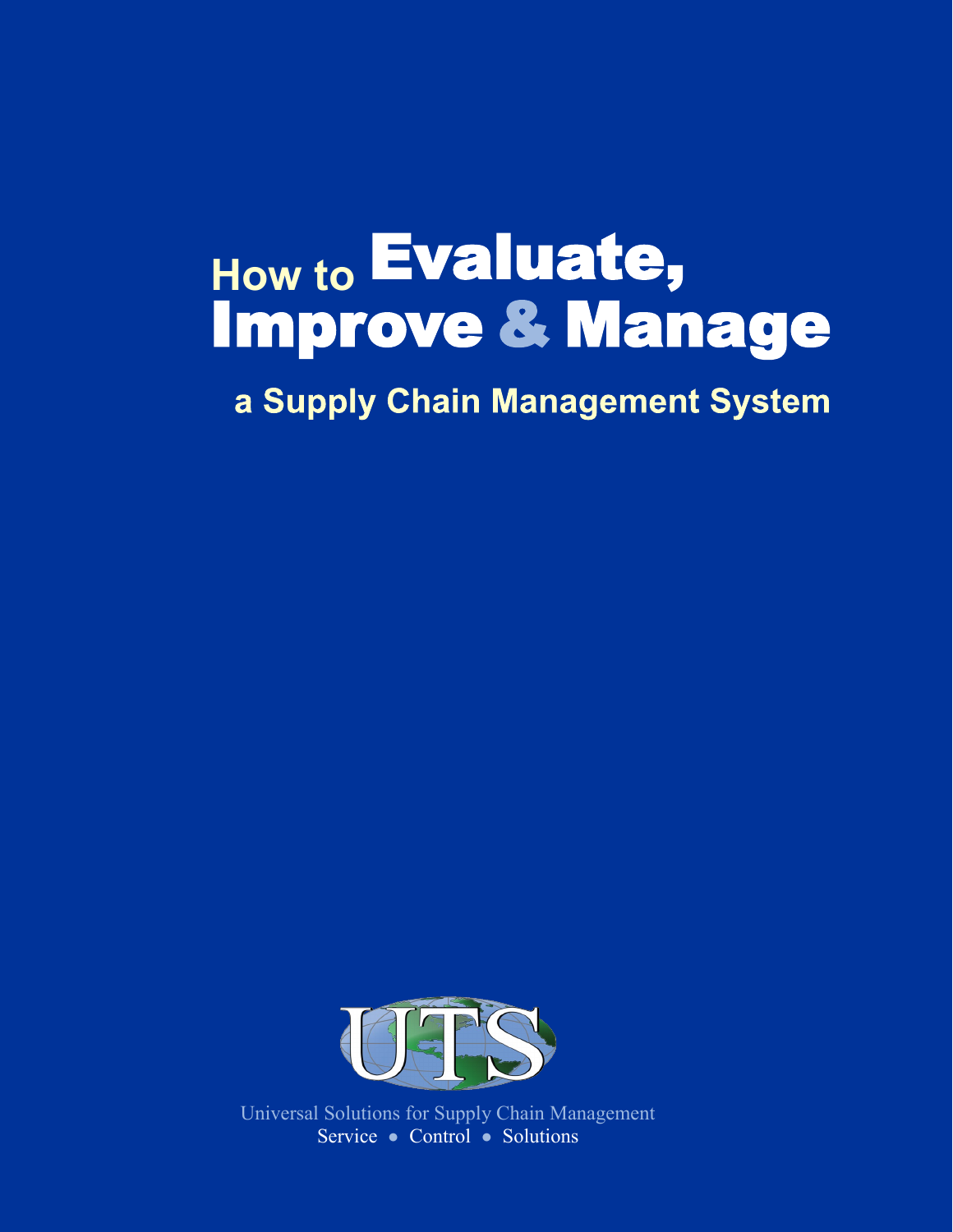# How to Evaluate, Improve & Manage

## a Supply Chain Management System

UTS

Universal Solutions for Supply Chain Management

Service • Control • Solutions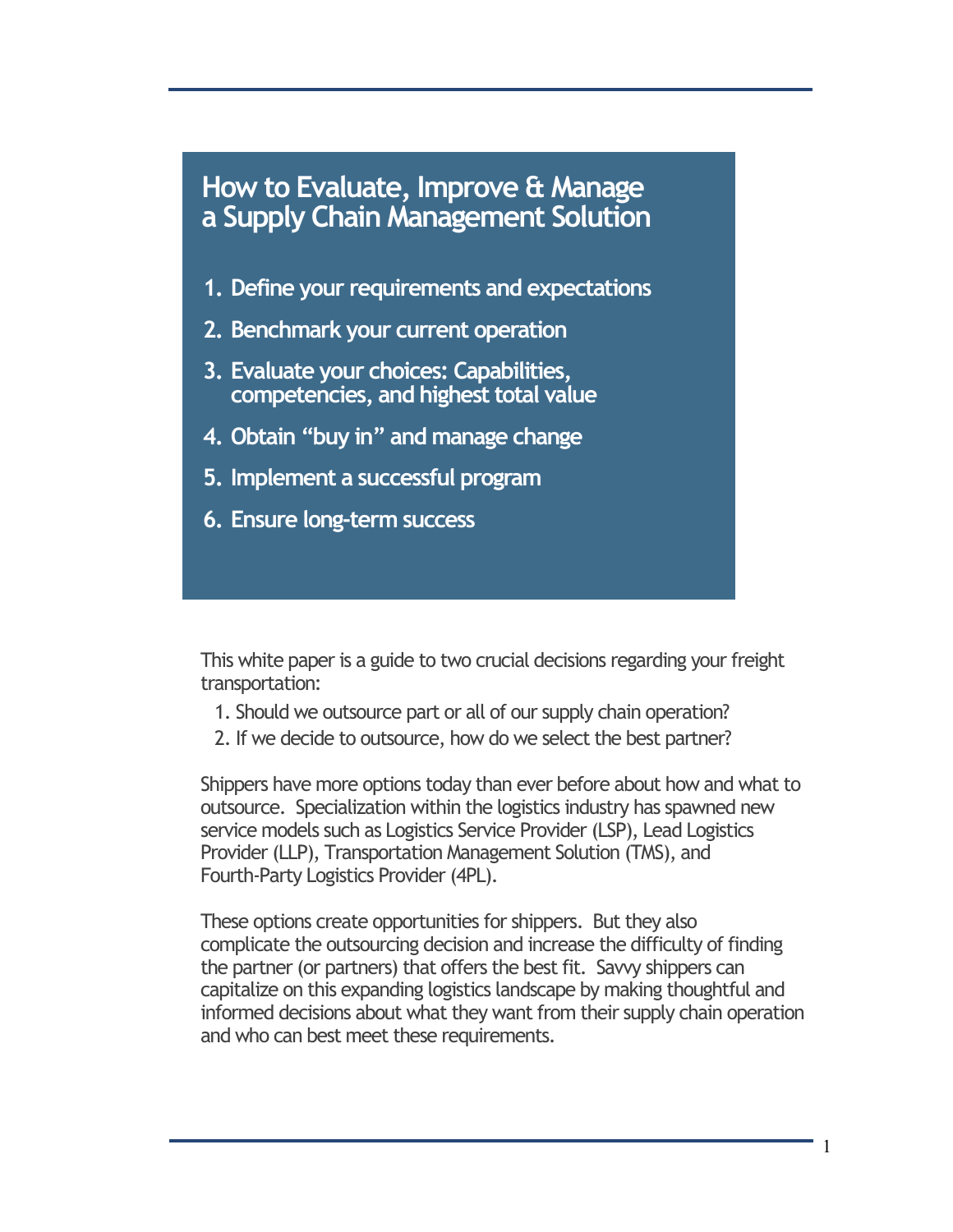## How to Evaluate, Improve & Manage a Supply Chain Management Solution

1. **Define your requirements and expectations**
2. **Benchmark your current operation**
3. **Evaluate your choices: Capabilities, competencies, and highest total value**
4. **Obtain "buy in" and manage change**
5. **Implement a successful program**
6. **Ensure long-term success**

This white paper is a guide to two crucial decisions regarding your freight transportation:

1. Should we outsource part or all of our supply chain operation?
2. If we decide to outsource, how do we select the best partner?

Shippers have more options today than ever before about how and what to outsource. Specialization within the logistics industry has spawned new service models such as Logistics Service Provider (LSP), Lead Logistics Provider (LLP), Transportation Management Solution (TMS), and Fourth-Party Logistics Provider (4PL).

These options create opportunities for shippers. But they also complicate the outsourcing decision and increase the difficulty of finding the partner (or partners) that offers the best fit. Savvy shippers can capitalize on this expanding logistics landscape by making thoughtful and informed decisions about what they want from their supply chain operation and who can best meet these requirements.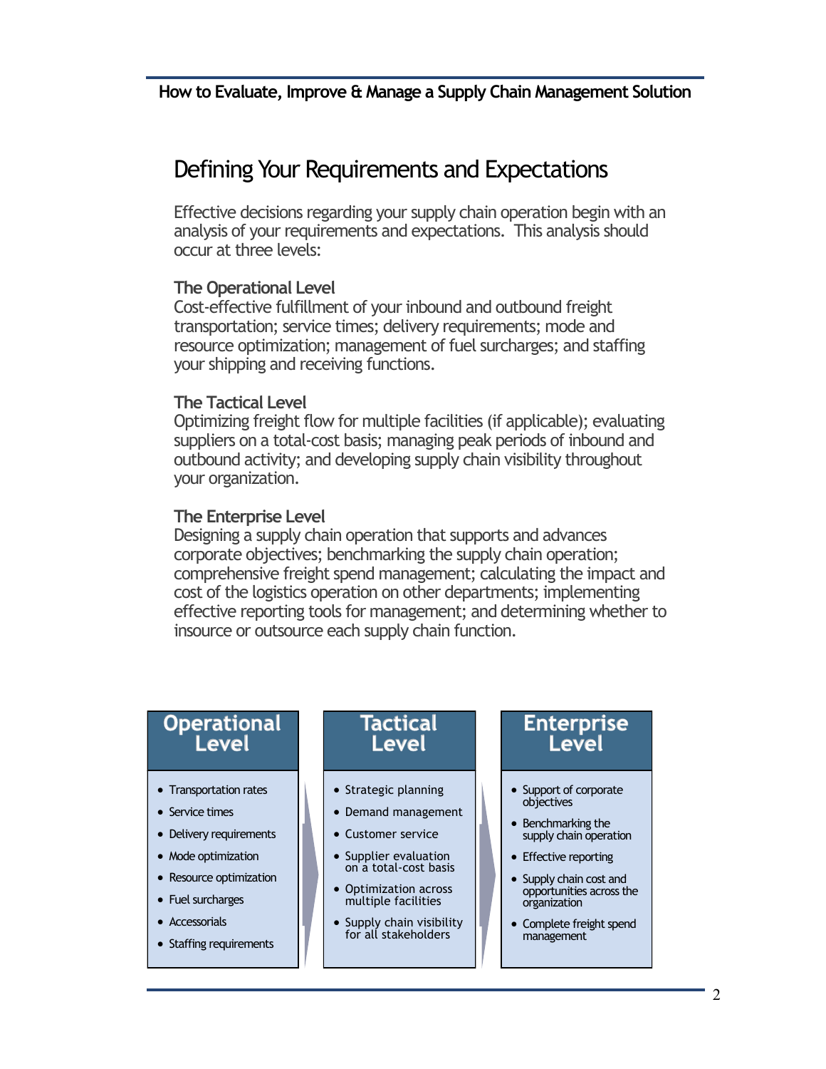## Defining Your Requirements and Expectations

Effective decisions regarding your supply chain operation begin with an analysis of your requirements and expectations. This analysis should occur at three levels:

**The Operational Level**
Cost-effective fulfillment of your inbound and outbound freight transportation; service times; delivery requirements; mode and resource optimization; management of fuel surcharges; and staffing your shipping and receiving functions.

**The Tactical Level**
Optimizing freight flow for multiple facilities (if applicable); evaluating suppliers on a total-cost basis; managing peak periods of inbound and outbound activity; and developing supply chain visibility throughout your organization.

**The Enterprise Level**
Designing a supply chain operation that supports and advances corporate objectives; benchmarking the supply chain operation; comprehensive freight spend management; calculating the impact and cost of the logistics operation on other departments; implementing effective reporting tools for management; and determining whether to insource or outsource each supply chain function.

**Operational Level**

- Transportation rates
- Service times
- Delivery requirements
- Mode optimization
- Resource optimization
- Fuel surcharges
- Accessorials
- Staffing requirements

**Tactical Level**

- Strategic planning
- Demand management
- Customer service
- Supplier evaluation on a total-cost basis
- Optimization across multiple facilities
- Supply chain visibility for all stakeholders

**Enterprise Level**

- Support of corporate objectives
- Benchmarking the supply chain operation
- Effective reporting
- Supply chain cost and opportunities across the organization
- Complete freight spend management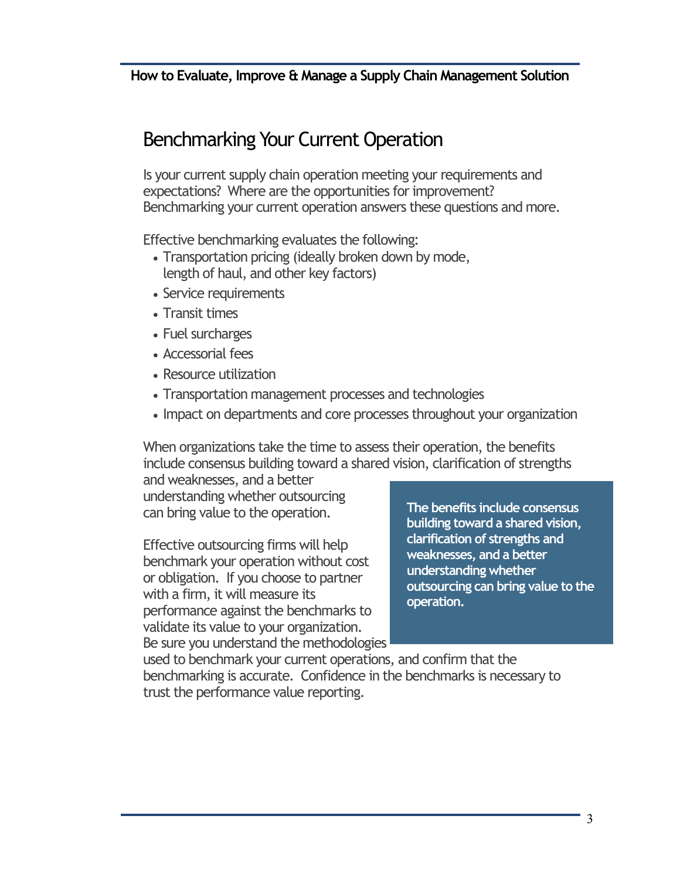## Benchmarking Your Current Operation

Is your current supply chain operation meeting your requirements and expectations? Where are the opportunities for improvement? Benchmarking your current operation answers these questions and more.

Effective benchmarking evaluates the following:

- Transportation pricing (ideally broken down by mode, length of haul, and other key factors)
- Service requirements
- Transit times
- Fuel surcharges
- Accessorial fees
- Resource utilization
- Transportation management processes and technologies
- Impact on departments and core processes throughout your organization

When organizations take the time to assess their operation, the benefits include consensus building toward a shared vision, clarification of strengths and weaknesses, and a better understanding whether outsourcing can bring value to the operation.

> **The benefits include consensus building toward a shared vision, clarification of strengths and weaknesses, and a better understanding whether outsourcing can bring value to the operation.**

Effective outsourcing firms will help benchmark your operation without cost or obligation. If you choose to partner with a firm, it will measure its performance against the benchmarks to validate its value to your organization. Be sure you understand the methodologies used to benchmark your current operations, and confirm that the benchmarking is accurate. Confidence in the benchmarks is necessary to trust the performance value reporting.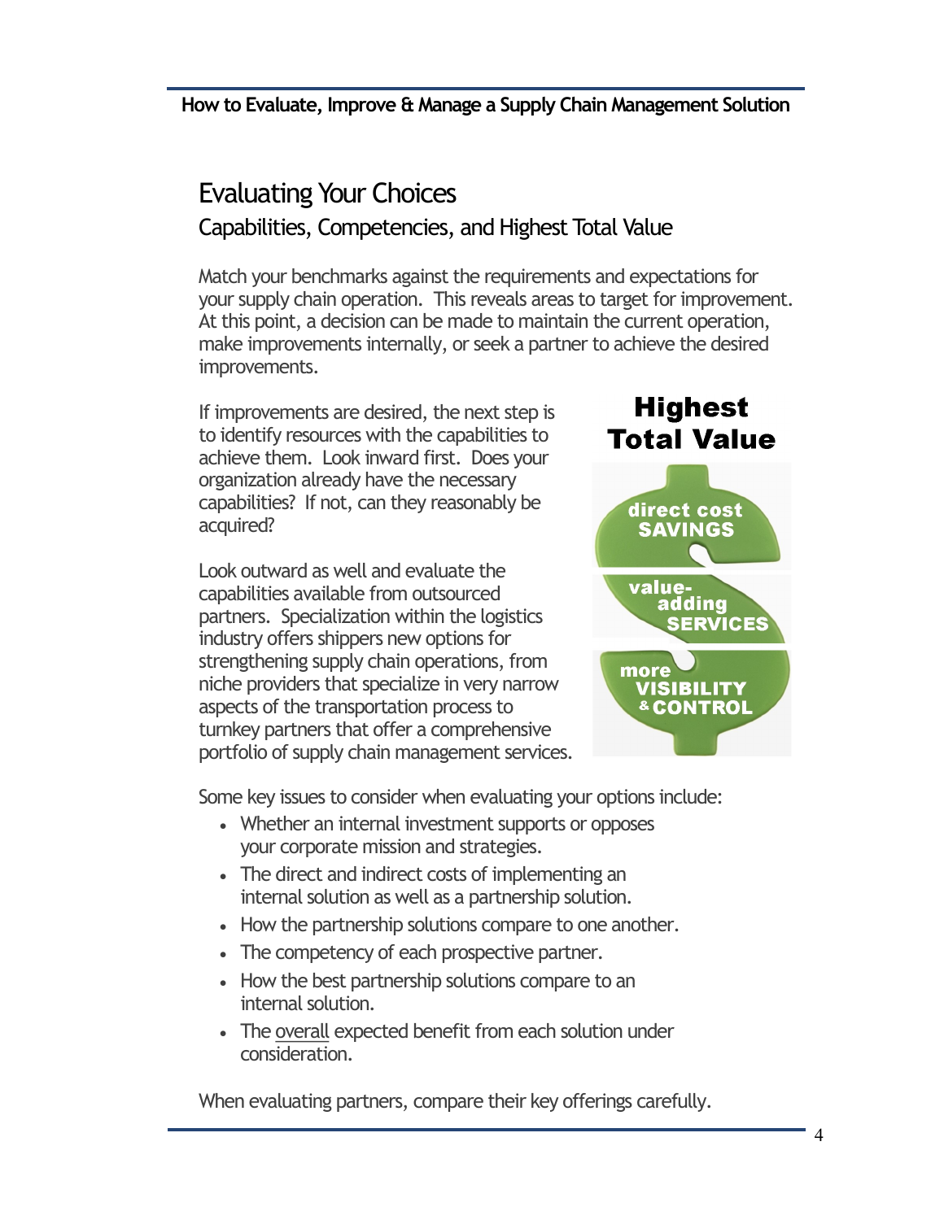# Evaluating Your Choices

## Capabilities, Competencies, and Highest Total Value

Match your benchmarks against the requirements and expectations for your supply chain operation. This reveals areas to target for improvement. At this point, a decision can be made to maintain the current operation, make improvements internally, or seek a partner to achieve the desired improvements.

If improvements are desired, the next step is to identify resources with the capabilities to achieve them. Look inward first. Does your organization already have the necessary capabilities? If not, can they reasonably be acquired?

Look outward as well and evaluate the capabilities available from outsourced partners. Specialization within the logistics industry offers shippers new options for strengthening supply chain operations, from niche providers that specialize in very narrow aspects of the transportation process to turnkey partners that offer a comprehensive portfolio of supply chain management services.

**Highest Total Value**

- direct cost SAVINGS
- value-adding SERVICES
- more VISIBILITY & CONTROL

Some key issues to consider when evaluating your options include:

- Whether an internal investment supports or opposes your corporate mission and strategies.
- The direct and indirect costs of implementing an internal solution as well as a partnership solution.
- How the partnership solutions compare to one another.
- The competency of each prospective partner.
- How the best partnership solutions compare to an internal solution.
- The overall expected benefit from each solution under consideration.

When evaluating partners, compare their key offerings carefully.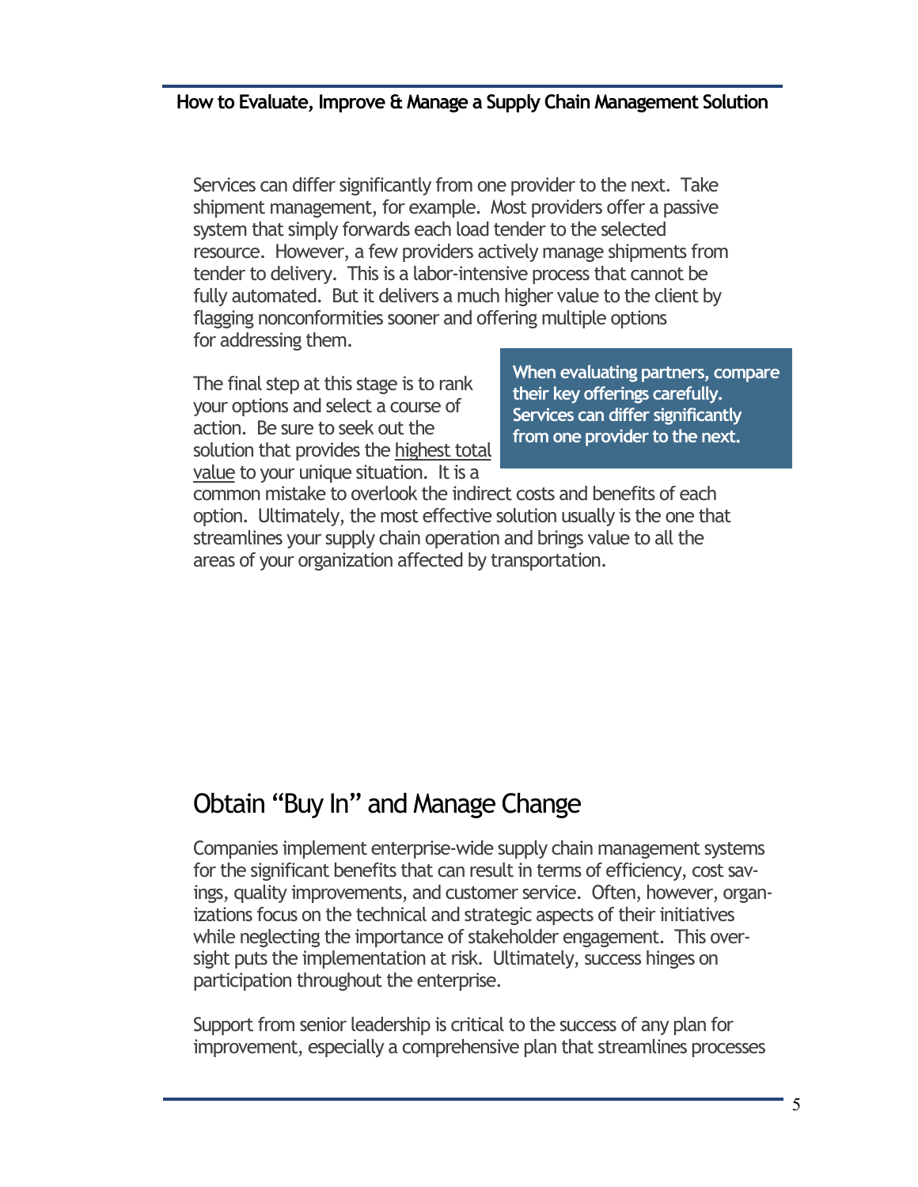Services can differ significantly from one provider to the next. Take shipment management, for example. Most providers offer a passive system that simply forwards each load tender to the selected resource. However, a few providers actively manage shipments from tender to delivery. This is a labor-intensive process that cannot be fully automated. But it delivers a much higher value to the client by flagging nonconformities sooner and offering multiple options for addressing them.

**When evaluating partners, compare their key offerings carefully. Services can differ significantly from one provider to the next.**

The final step at this stage is to rank your options and select a course of action. Be sure to seek out the highest total value to your unique situation. It is a common mistake to overlook the indirect costs and benefits of each option. Ultimately, the most effective solution usually is the one that streamlines your supply chain operation and brings value to all the areas of your organization affected by transportation.

## Obtain "Buy In" and Manage Change

Companies implement enterprise-wide supply chain management systems for the significant benefits that can result in terms of efficiency, cost savings, quality improvements, and customer service. Often, however, organizations focus on the technical and strategic aspects of their initiatives while neglecting the importance of stakeholder engagement. This oversight puts the implementation at risk. Ultimately, success hinges on participation throughout the enterprise.

Support from senior leadership is critical to the success of any plan for improvement, especially a comprehensive plan that streamlines processes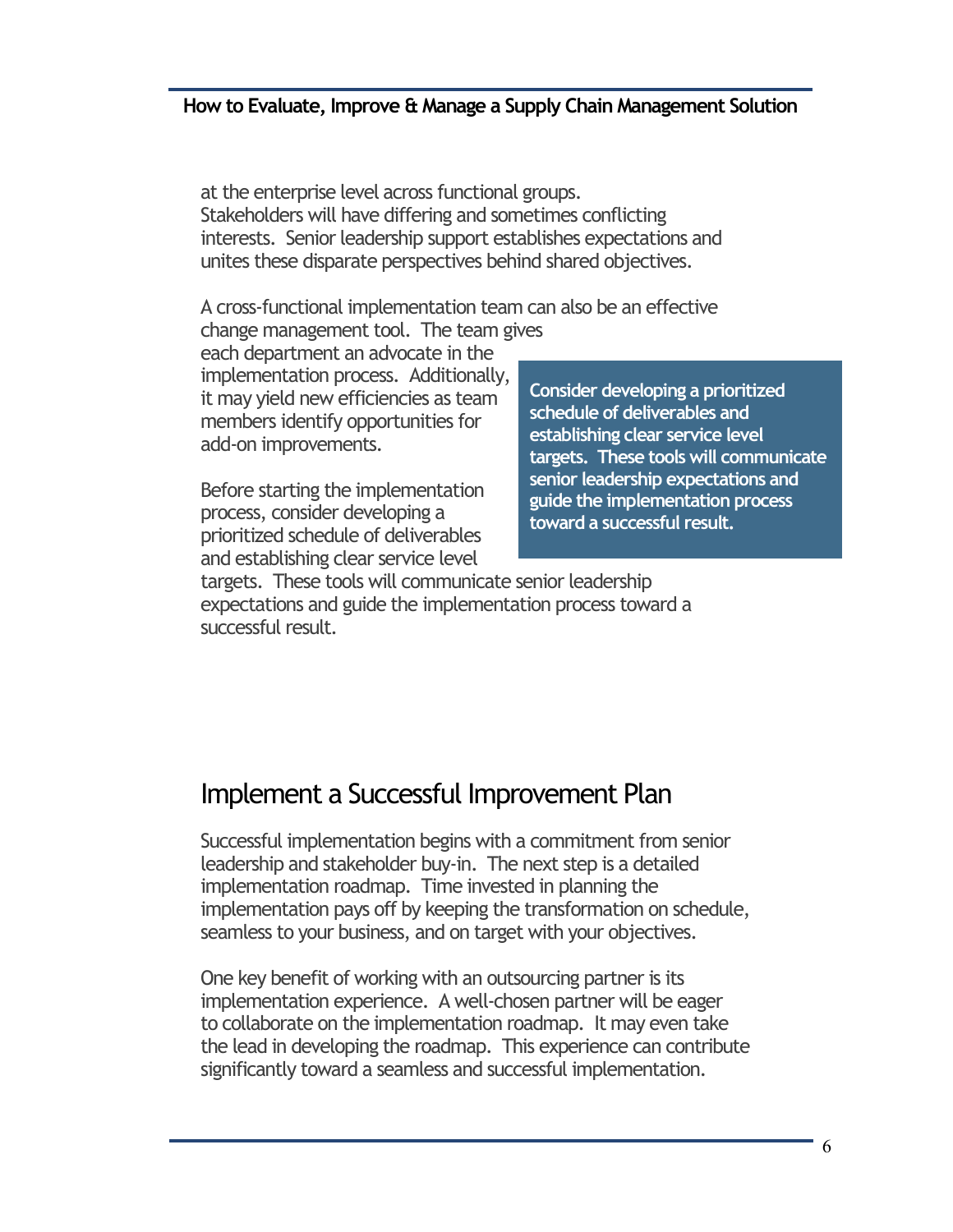at the enterprise level across functional groups. Stakeholders will have differing and sometimes conflicting interests. Senior leadership support establishes expectations and unites these disparate perspectives behind shared objectives.

A cross-functional implementation team can also be an effective change management tool. The team gives each department an advocate in the implementation process. Additionally, it may yield new efficiencies as team members identify opportunities for add-on improvements.

> **Consider developing a prioritized schedule of deliverables and establishing clear service level targets. These tools will communicate senior leadership expectations and guide the implementation process toward a successful result.**

Before starting the implementation process, consider developing a prioritized schedule of deliverables and establishing clear service level targets. These tools will communicate senior leadership expectations and guide the implementation process toward a successful result.

## Implement a Successful Improvement Plan

Successful implementation begins with a commitment from senior leadership and stakeholder buy-in. The next step is a detailed implementation roadmap. Time invested in planning the implementation pays off by keeping the transformation on schedule, seamless to your business, and on target with your objectives.

One key benefit of working with an outsourcing partner is its implementation experience. A well-chosen partner will be eager to collaborate on the implementation roadmap. It may even take the lead in developing the roadmap. This experience can contribute significantly toward a seamless and successful implementation.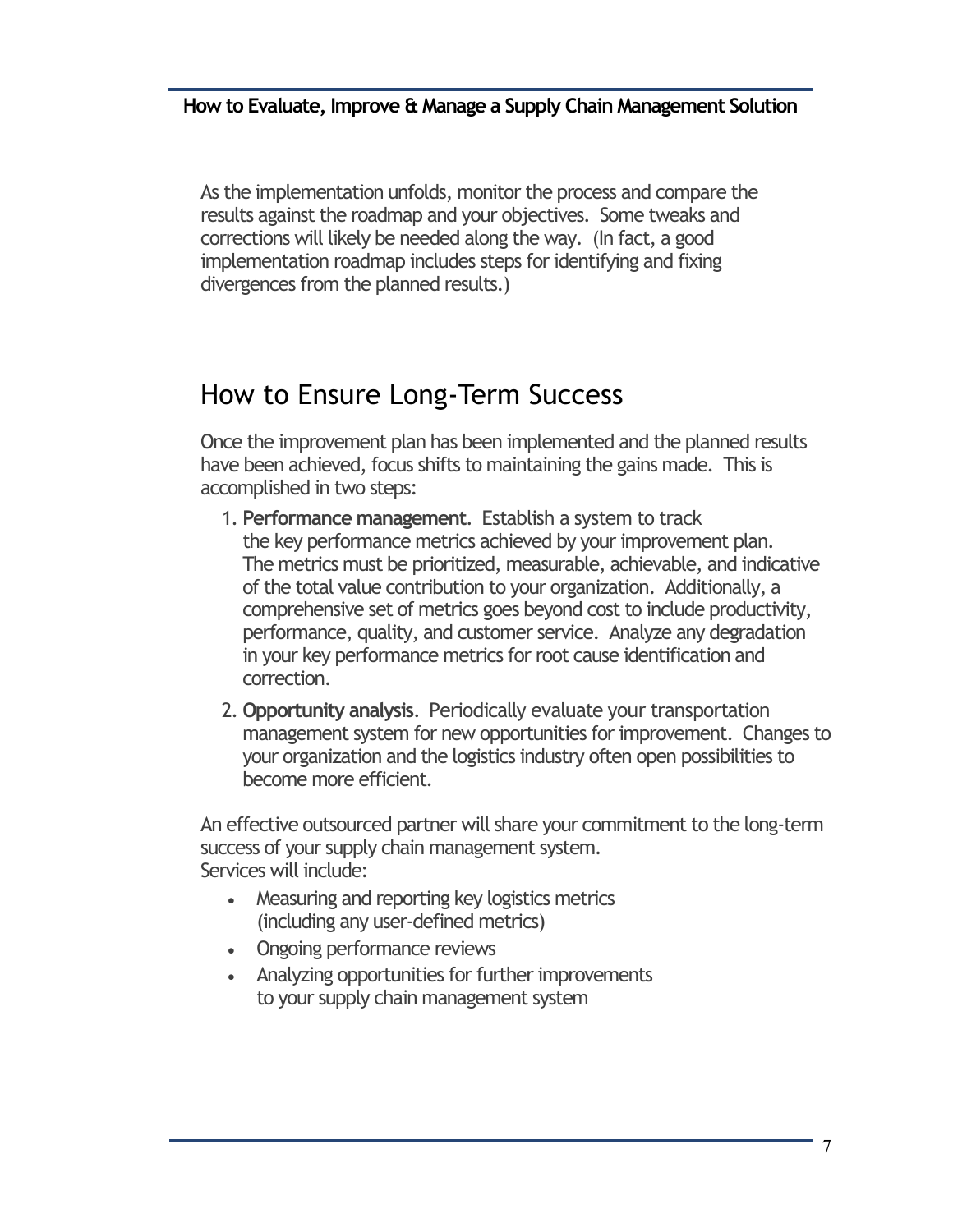As the implementation unfolds, monitor the process and compare the results against the roadmap and your objectives. Some tweaks and corrections will likely be needed along the way. (In fact, a good implementation roadmap includes steps for identifying and fixing divergences from the planned results.)

## How to Ensure Long-Term Success

Once the improvement plan has been implemented and the planned results have been achieved, focus shifts to maintaining the gains made. This is accomplished in two steps:

1. **Performance management**. Establish a system to track the key performance metrics achieved by your improvement plan. The metrics must be prioritized, measurable, achievable, and indicative of the total value contribution to your organization. Additionally, a comprehensive set of metrics goes beyond cost to include productivity, performance, quality, and customer service. Analyze any degradation in your key performance metrics for root cause identification and correction.
2. **Opportunity analysis**. Periodically evaluate your transportation management system for new opportunities for improvement. Changes to your organization and the logistics industry often open possibilities to become more efficient.

An effective outsourced partner will share your commitment to the long-term success of your supply chain management system.
Services will include:

- Measuring and reporting key logistics metrics (including any user-defined metrics)
- Ongoing performance reviews
- Analyzing opportunities for further improvements to your supply chain management system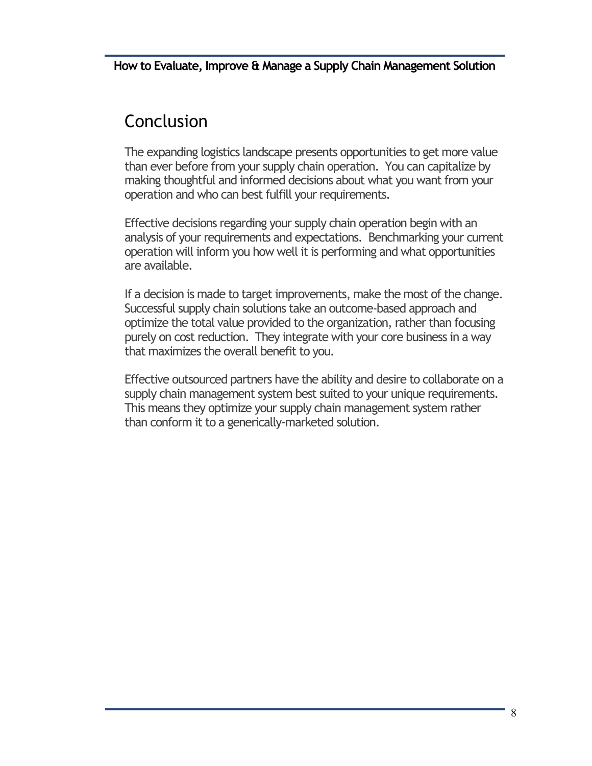## Conclusion

The expanding logistics landscape presents opportunities to get more value than ever before from your supply chain operation. You can capitalize by making thoughtful and informed decisions about what you want from your operation and who can best fulfill your requirements.

Effective decisions regarding your supply chain operation begin with an analysis of your requirements and expectations. Benchmarking your current operation will inform you how well it is performing and what opportunities are available.

If a decision is made to target improvements, make the most of the change. Successful supply chain solutions take an outcome-based approach and optimize the total value provided to the organization, rather than focusing purely on cost reduction. They integrate with your core business in a way that maximizes the overall benefit to you.

Effective outsourced partners have the ability and desire to collaborate on a supply chain management system best suited to your unique requirements. This means they optimize your supply chain management system rather than conform it to a generically-marketed solution.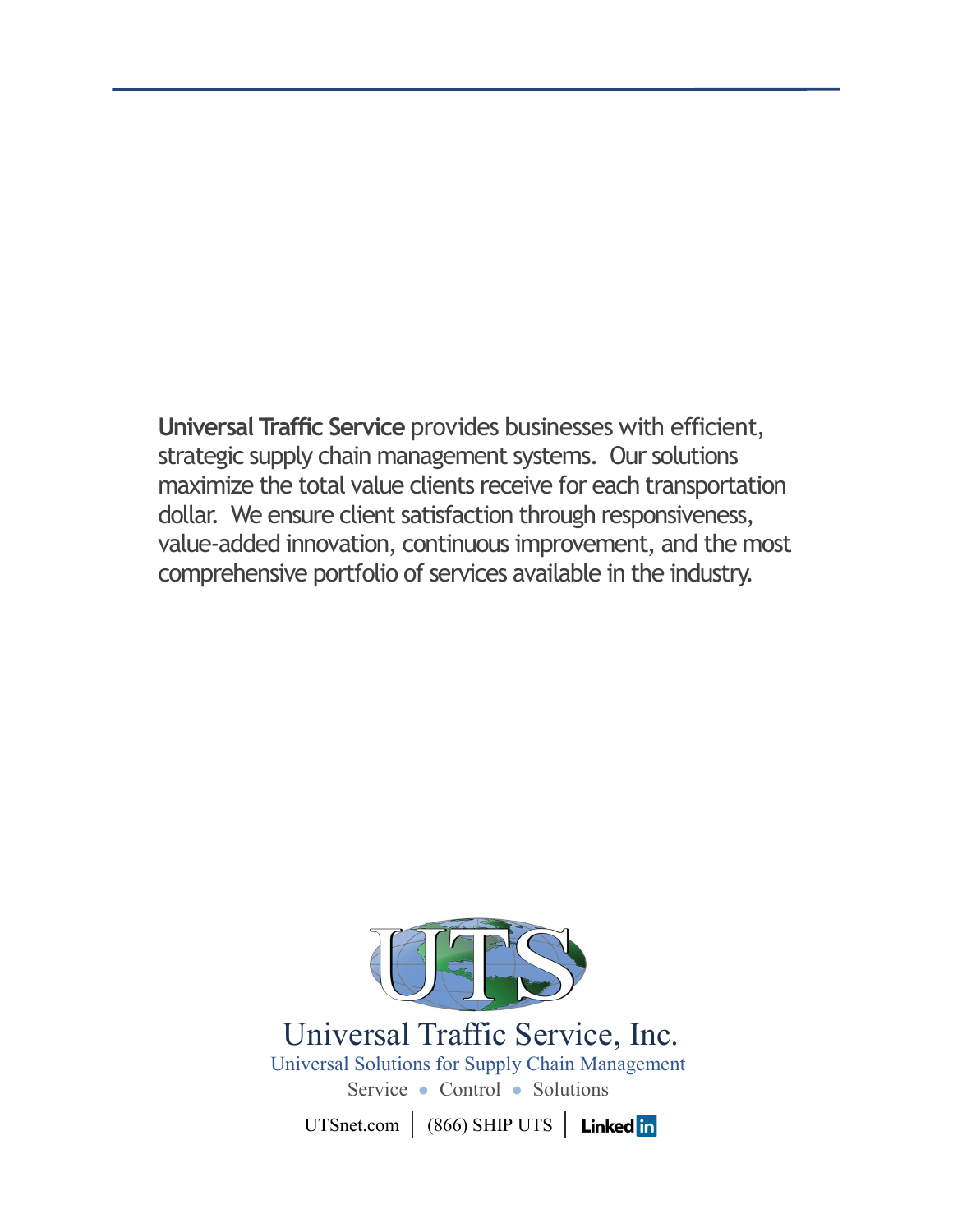**Universal Traffic Service** provides businesses with efficient, strategic supply chain management systems. Our solutions maximize the total value clients receive for each transportation dollar. We ensure client satisfaction through responsiveness, value-added innovation, continuous improvement, and the most comprehensive portfolio of services available in the industry.

Universal Traffic Service, Inc.

Universal Solutions for Supply Chain Management

Service • Control • Solutions

UTSnet.com | (866) SHIP UTS | LinkedIn